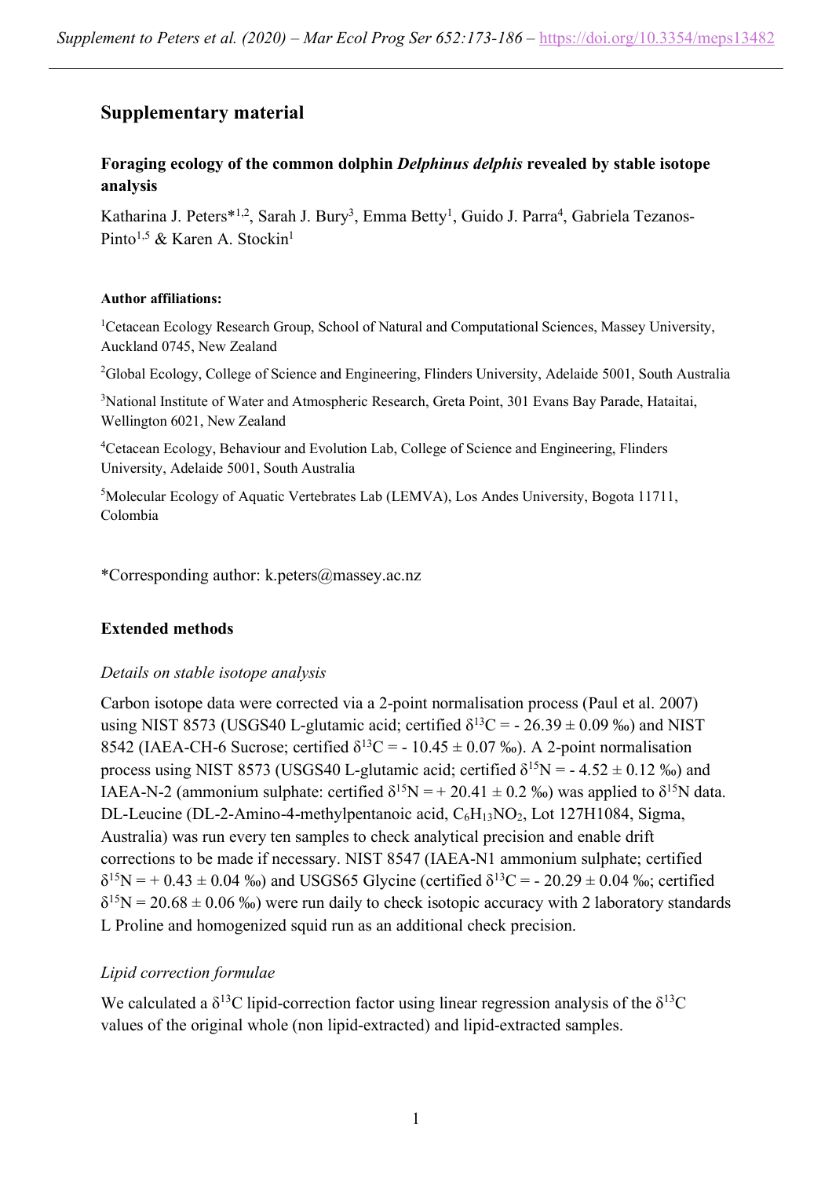# Supplementary material

## Foraging ecology of the common dolphin *Delphinus delphis* revealed by stable isotope analysis

Katharina J. Peters*[1,2], Sarah J. Bury[3], Emma Betty[1], Guido J. Parra[4], Gabriela Tezanos-Pinto[1,5] & Karen A. Stockin[1]

**Author affiliations:**

[1]Cetacean Ecology Research Group, School of Natural and Computational Sciences, Massey University, Auckland 0745, New Zealand

[2]Global Ecology, College of Science and Engineering, Flinders University, Adelaide 5001, South Australia

[3]National Institute of Water and Atmospheric Research, Greta Point, 301 Evans Bay Parade, Hataitai, Wellington 6021, New Zealand

[4]Cetacean Ecology, Behaviour and Evolution Lab, College of Science and Engineering, Flinders University, Adelaide 5001, South Australia

[5]Molecular Ecology of Aquatic Vertebrates Lab (LEMVA), Los Andes University, Bogota 11711, Colombia

*Corresponding author: k.peters@massey.ac.nz

### Extended methods

*Details on stable isotope analysis*

Carbon isotope data were corrected via a 2-point normalisation process (Paul et al. 2007) using NIST 8573 (USGS40 L-glutamic acid; certified $\delta^{13}C$ = - 26.39 ± 0.09 ‰) and NIST 8542 (IAEA-CH-6 Sucrose; certified $\delta^{13}C$ = - 10.45 ± 0.07 ‰). A 2-point normalisation process using NIST 8573 (USGS40 L-glutamic acid; certified $\delta^{15}N$ = - 4.52 ± 0.12 ‰) and IAEA-N-2 (ammonium sulphate: certified $\delta^{15}N$ = + 20.41 ± 0.2 ‰) was applied to $\delta^{15}N$ data. DL-Leucine (DL-2-Amino-4-methylpentanoic acid, $C_6H_{13}NO_2$, Lot 127H1084, Sigma, Australia) was run every ten samples to check analytical precision and enable drift corrections to be made if necessary. NIST 8547 (IAEA-N1 ammonium sulphate; certified $\delta^{15}N$ = + 0.43 ± 0.04 ‰) and USGS65 Glycine (certified $\delta^{13}C$ = - 20.29 ± 0.04 ‰; certified $\delta^{15}N$ = 20.68 ± 0.06 ‰) were run daily to check isotopic accuracy with 2 laboratory standards L Proline and homogenized squid run as an additional check precision.

*Lipid correction formulae*

We calculated a $\delta^{13}C$ lipid-correction factor using linear regression analysis of the $\delta^{13}C$ values of the original whole (non lipid-extracted) and lipid-extracted samples.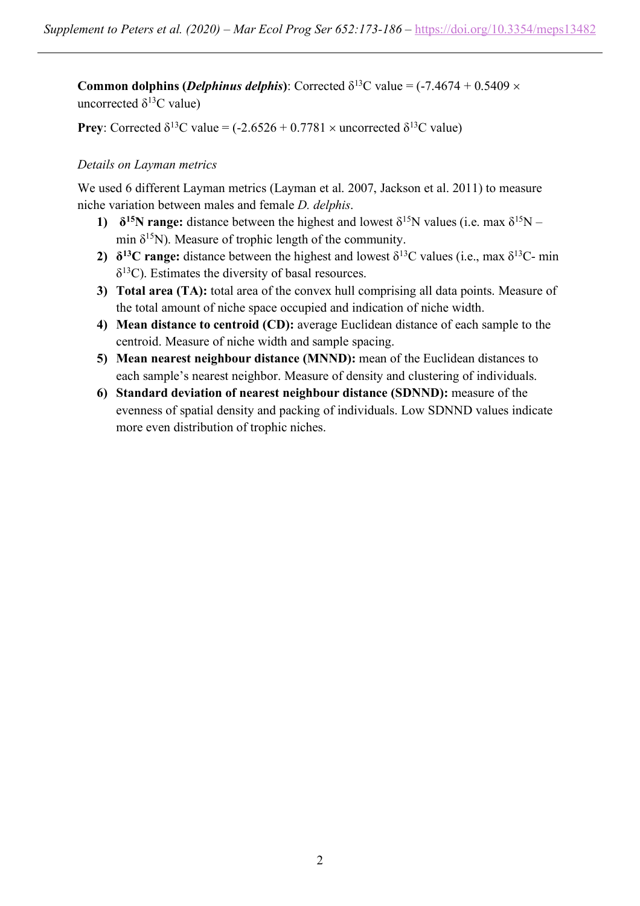**Common dolphins (*Delphinus delphis*)**: Corrected $\delta^{13}C$ value = (-7.4674 + 0.5409 × uncorrected $\delta^{13}C$ value)

**Prey**: Corrected $\delta^{13}C$ value = (-2.6526 + 0.7781 × uncorrected $\delta^{13}C$ value)

*Details on Layman metrics*

We used 6 different Layman metrics (Layman et al. 2007, Jackson et al. 2011) to measure niche variation between males and female *D. delphis*.

1) **$\delta^{15}N$ range:** distance between the highest and lowest $\delta^{15}N$ values (i.e. max $\delta^{15}N$ – min $\delta^{15}N$). Measure of trophic length of the community.
2) **$\delta^{13}C$ range:** distance between the highest and lowest $\delta^{13}C$ values (i.e., max $\delta^{13}C$- min $\delta^{13}C$). Estimates the diversity of basal resources.
3) **Total area (TA):** total area of the convex hull comprising all data points. Measure of the total amount of niche space occupied and indication of niche width.
4) **Mean distance to centroid (CD):** average Euclidean distance of each sample to the centroid. Measure of niche width and sample spacing.
5) **Mean nearest neighbour distance (MNND):** mean of the Euclidean distances to each sample's nearest neighbor. Measure of density and clustering of individuals.
6) **Standard deviation of nearest neighbour distance (SDNND):** measure of the evenness of spatial density and packing of individuals. Low SDNND values indicate more even distribution of trophic niches.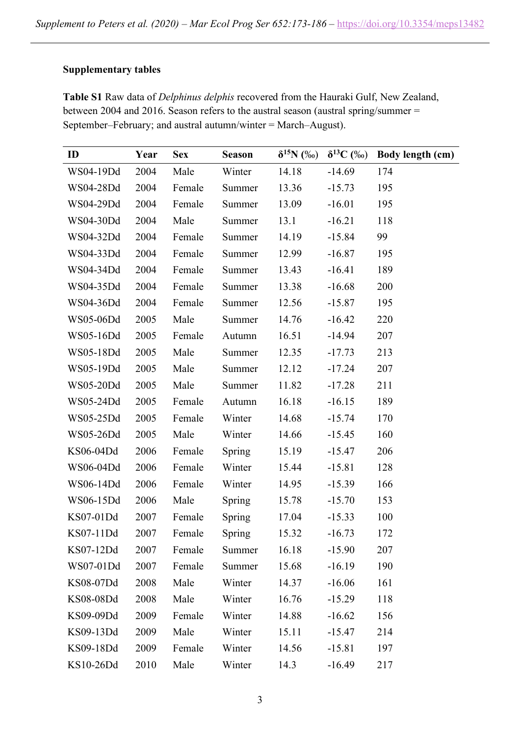**Supplementary tables**

**Table S1** Raw data of *Delphinus delphis* recovered from the Hauraki Gulf, New Zealand, between 2004 and 2016. Season refers to the austral season (austral spring/summer = September–February; and austral autumn/winter = March–August).

| ID | Year | Sex | Season | $\delta^{15}$N (‰) | $\delta^{13}$C (‰) | Body length (cm) |
|---|---|---|---|---|---|---|
| WS04-19Dd | 2004 | Male | Winter | 14.18 | -14.69 | 174 |
| WS04-28Dd | 2004 | Female | Summer | 13.36 | -15.73 | 195 |
| WS04-29Dd | 2004 | Female | Summer | 13.09 | -16.01 | 195 |
| WS04-30Dd | 2004 | Male | Summer | 13.1 | -16.21 | 118 |
| WS04-32Dd | 2004 | Female | Summer | 14.19 | -15.84 | 99 |
| WS04-33Dd | 2004 | Female | Summer | 12.99 | -16.87 | 195 |
| WS04-34Dd | 2004 | Female | Summer | 13.43 | -16.41 | 189 |
| WS04-35Dd | 2004 | Female | Summer | 13.38 | -16.68 | 200 |
| WS04-36Dd | 2004 | Female | Summer | 12.56 | -15.87 | 195 |
| WS05-06Dd | 2005 | Male | Summer | 14.76 | -16.42 | 220 |
| WS05-16Dd | 2005 | Female | Autumn | 16.51 | -14.94 | 207 |
| WS05-18Dd | 2005 | Male | Summer | 12.35 | -17.73 | 213 |
| WS05-19Dd | 2005 | Male | Summer | 12.12 | -17.24 | 207 |
| WS05-20Dd | 2005 | Male | Summer | 11.82 | -17.28 | 211 |
| WS05-24Dd | 2005 | Female | Autumn | 16.18 | -16.15 | 189 |
| WS05-25Dd | 2005 | Female | Winter | 14.68 | -15.74 | 170 |
| WS05-26Dd | 2005 | Male | Winter | 14.66 | -15.45 | 160 |
| KS06-04Dd | 2006 | Female | Spring | 15.19 | -15.47 | 206 |
| WS06-04Dd | 2006 | Female | Winter | 15.44 | -15.81 | 128 |
| WS06-14Dd | 2006 | Female | Winter | 14.95 | -15.39 | 166 |
| WS06-15Dd | 2006 | Male | Spring | 15.78 | -15.70 | 153 |
| KS07-01Dd | 2007 | Female | Spring | 17.04 | -15.33 | 100 |
| KS07-11Dd | 2007 | Female | Spring | 15.32 | -16.73 | 172 |
| KS07-12Dd | 2007 | Female | Summer | 16.18 | -15.90 | 207 |
| WS07-01Dd | 2007 | Female | Summer | 15.68 | -16.19 | 190 |
| KS08-07Dd | 2008 | Male | Winter | 14.37 | -16.06 | 161 |
| KS08-08Dd | 2008 | Male | Winter | 16.76 | -15.29 | 118 |
| KS09-09Dd | 2009 | Female | Winter | 14.88 | -16.62 | 156 |
| KS09-13Dd | 2009 | Male | Winter | 15.11 | -15.47 | 214 |
| KS09-18Dd | 2009 | Female | Winter | 14.56 | -15.81 | 197 |
| KS10-26Dd | 2010 | Male | Winter | 14.3 | -16.49 | 217 |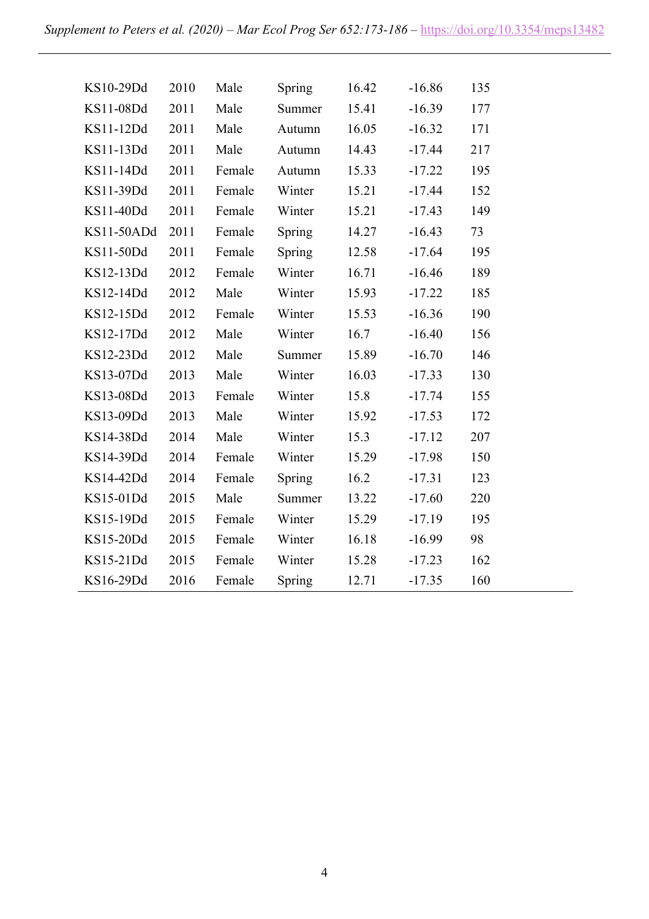| | | | | | | |
|---|---|---|---|---|---|---|
| KS10-29Dd | 2010 | Male | Spring | 16.42 | -16.86 | 135 |
| KS11-08Dd | 2011 | Male | Summer | 15.41 | -16.39 | 177 |
| KS11-12Dd | 2011 | Male | Autumn | 16.05 | -16.32 | 171 |
| KS11-13Dd | 2011 | Male | Autumn | 14.43 | -17.44 | 217 |
| KS11-14Dd | 2011 | Female | Autumn | 15.33 | -17.22 | 195 |
| KS11-39Dd | 2011 | Female | Winter | 15.21 | -17.44 | 152 |
| KS11-40Dd | 2011 | Female | Winter | 15.21 | -17.43 | 149 |
| KS11-50ADd | 2011 | Female | Spring | 14.27 | -16.43 | 73 |
| KS11-50Dd | 2011 | Female | Spring | 12.58 | -17.64 | 195 |
| KS12-13Dd | 2012 | Female | Winter | 16.71 | -16.46 | 189 |
| KS12-14Dd | 2012 | Male | Winter | 15.93 | -17.22 | 185 |
| KS12-15Dd | 2012 | Female | Winter | 15.53 | -16.36 | 190 |
| KS12-17Dd | 2012 | Male | Winter | 16.7 | -16.40 | 156 |
| KS12-23Dd | 2012 | Male | Summer | 15.89 | -16.70 | 146 |
| KS13-07Dd | 2013 | Male | Winter | 16.03 | -17.33 | 130 |
| KS13-08Dd | 2013 | Female | Winter | 15.8 | -17.74 | 155 |
| KS13-09Dd | 2013 | Male | Winter | 15.92 | -17.53 | 172 |
| KS14-38Dd | 2014 | Male | Winter | 15.3 | -17.12 | 207 |
| KS14-39Dd | 2014 | Female | Winter | 15.29 | -17.98 | 150 |
| KS14-42Dd | 2014 | Female | Spring | 16.2 | -17.31 | 123 |
| KS15-01Dd | 2015 | Male | Summer | 13.22 | -17.60 | 220 |
| KS15-19Dd | 2015 | Female | Winter | 15.29 | -17.19 | 195 |
| KS15-20Dd | 2015 | Female | Winter | 16.18 | -16.99 | 98 |
| KS15-21Dd | 2015 | Female | Winter | 15.28 | -17.23 | 162 |
| KS16-29Dd | 2016 | Female | Spring | 12.71 | -17.35 | 160 |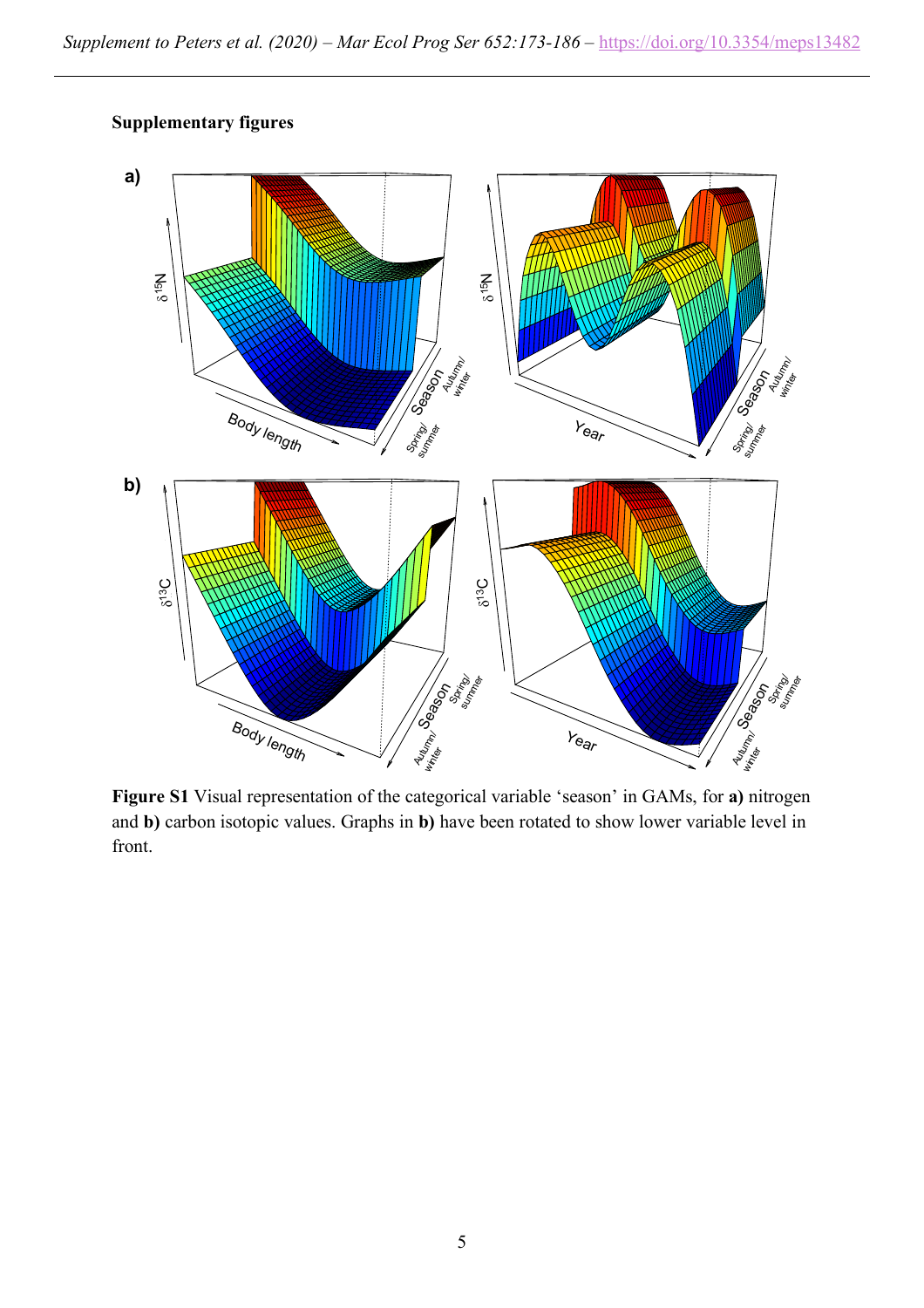**Supplementary figures**

**Figure S1** Visual representation of the categorical variable 'season' in GAMs, for **a)** nitrogen and **b)** carbon isotopic values. Graphs in **b)** have been rotated to show lower variable level in front.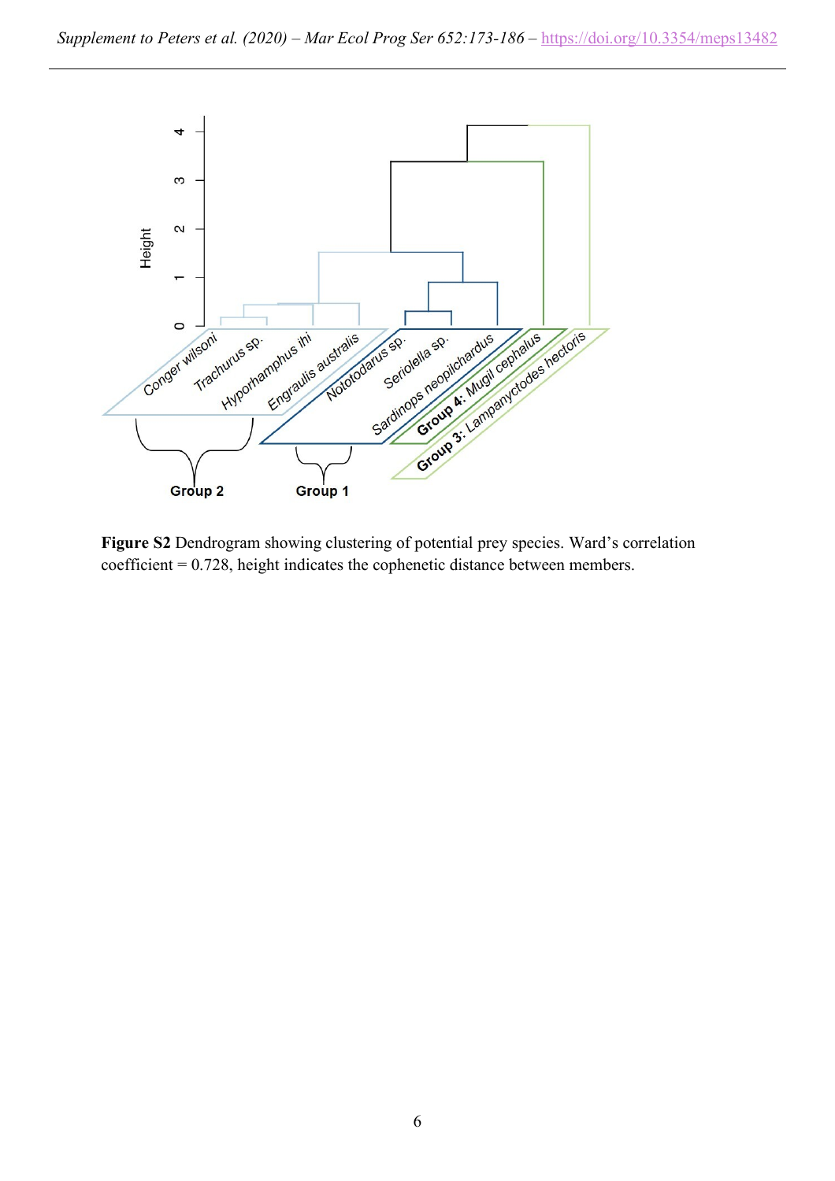**Figure S2** Dendrogram showing clustering of potential prey species. Ward's correlation coefficient = 0.728, height indicates the cophenetic distance between members.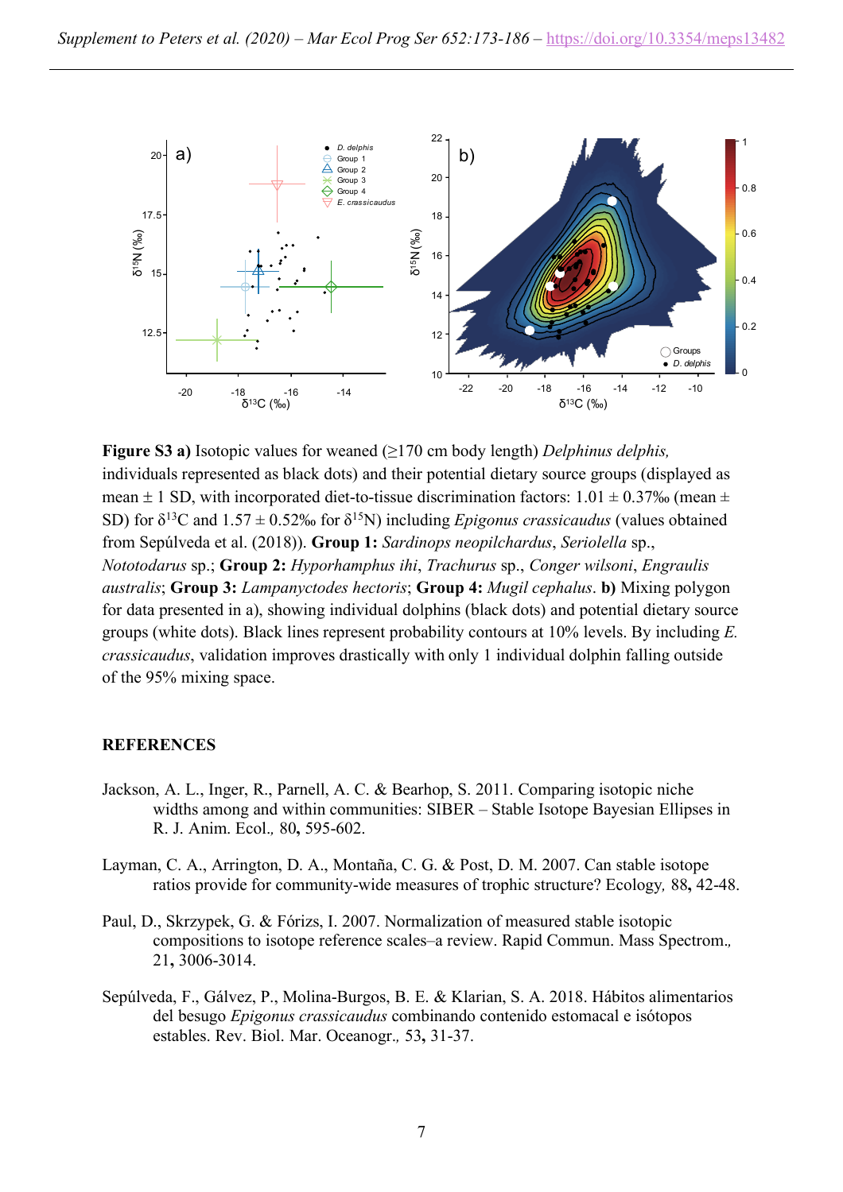a)

20

17.5

15

12.5

δ15N (‰)

-20 -18 -16 -14

δ13C (‰)

D. delphis
Group 1
Group 2
Group 3
Group 4
E. crassicaudus

b)

22
20
18
16
14
12
10

δ15N (‰)

-22 -20 -18 -16 -14 -12 -10

δ13C (‰)

Groups
D. delphis

1
0.8
0.6
0.4
0.2
0

**Figure S3 a)** Isotopic values for weaned (≥170 cm body length) *Delphinus delphis,* individuals represented as black dots) and their potential dietary source groups (displayed as mean ± 1 SD, with incorporated diet-to-tissue discrimination factors: 1.01 ± 0.37‰ (mean ± SD) for $\delta^{13}$C and 1.57 ± 0.52‰ for $\delta^{15}$N) including *Epigonus crassicaudus* (values obtained from Sepúlveda et al. (2018)). **Group 1:** *Sardinops neopilchardus*, *Seriolella* sp., *Nototodarus* sp.; **Group 2:** *Hyporhamphus ihi*, *Trachurus* sp., *Conger wilsoni*, *Engraulis australis*; **Group 3:** *Lampanyctodes hectoris*; **Group 4:** *Mugil cephalus*. **b)** Mixing polygon for data presented in a), showing individual dolphins (black dots) and potential dietary source groups (white dots). Black lines represent probability contours at 10% levels. By including *E. crassicaudus*, validation improves drastically with only 1 individual dolphin falling outside of the 95% mixing space.

## REFERENCES

Jackson, A. L., Inger, R., Parnell, A. C. & Bearhop, S. 2011. Comparing isotopic niche widths among and within communities: SIBER – Stable Isotope Bayesian Ellipses in R. J. Anim. Ecol.*,* 80**,** 595-602.

Layman, C. A., Arrington, D. A., Montaña, C. G. & Post, D. M. 2007. Can stable isotope ratios provide for community-wide measures of trophic structure? Ecology*,* 88**,** 42-48.

Paul, D., Skrzypek, G. & Fórizs, I. 2007. Normalization of measured stable isotopic compositions to isotope reference scales–a review. Rapid Commun. Mass Spectrom.*,* 21**,** 3006-3014.

Sepúlveda, F., Gálvez, P., Molina-Burgos, B. E. & Klarian, S. A. 2018. Hábitos alimentarios del besugo *Epigonus crassicaudus* combinando contenido estomacal e isótopos estables. Rev. Biol. Mar. Oceanogr.*,* 53**,** 31-37.